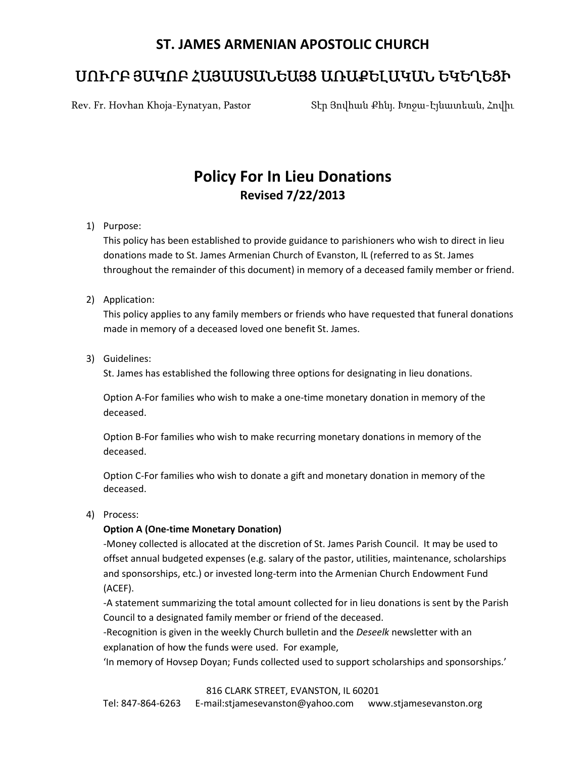# ST. JAMES ARMENIAN APOSTOLIC CHURCH

# ՍՈՒՐԲ ՅԱԿՈԲ ՀԱՅԱՍՏԱՆԵԱՅՑ ԱՌԱՔԵԼԱԿԱՆ ԵԿԵՂԵՑԻ

Rev. Fr. Hovhan Khoja-Eynatyan, Pastor

Տէր Յովհան Քհնյ. Խոջա-Էյնատեան, Հովիւ

## Policy For In Lieu Donations

### Revised 7/22/2013

1) Purpose:

   This policy has been established to provide guidance to parishioners who wish to direct in lieu donations made to St. James Armenian Church of Evanston, IL (referred to as St. James throughout the remainder of this document) in memory of a deceased family member or friend.

2) Application:

   This policy applies to any family members or friends who have requested that funeral donations made in memory of a deceased loved one benefit St. James.

3) Guidelines:

   St. James has established the following three options for designating in lieu donations.

   Option A-For families who wish to make a one-time monetary donation in memory of the deceased.

   Option B-For families who wish to make recurring monetary donations in memory of the deceased.

   Option C-For families who wish to donate a gift and monetary donation in memory of the deceased.

4) Process:

   **Option A (One-time Monetary Donation)**

   -Money collected is allocated at the discretion of St. James Parish Council. It may be used to offset annual budgeted expenses (e.g. salary of the pastor, utilities, maintenance, scholarships and sponsorships, etc.) or invested long-term into the Armenian Church Endowment Fund (ACEF).

   -A statement summarizing the total amount collected for in lieu donations is sent by the Parish Council to a designated family member or friend of the deceased.

   -Recognition is given in the weekly Church bulletin and the *Deseelk* newsletter with an explanation of how the funds were used. For example,

   'In memory of Hovsep Doyan; Funds collected used to support scholarships and sponsorships.'

816 CLARK STREET, EVANSTON, IL 60201

Tel: 847-864-6263 E-mail:stjamesevanston@yahoo.com www.stjamesevanston.org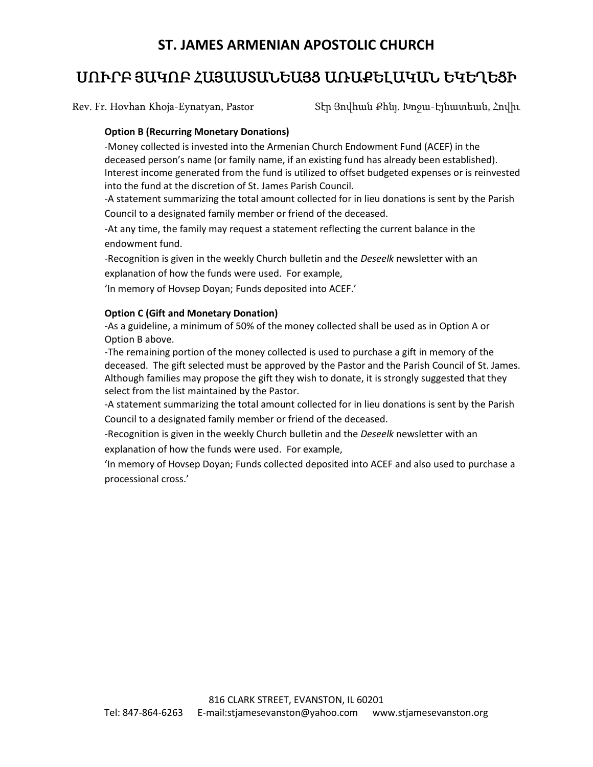**Option B (Recurring Monetary Donations)**

-Money collected is invested into the Armenian Church Endowment Fund (ACEF) in the deceased person's name (or family name, if an existing fund has already been established). Interest income generated from the fund is utilized to offset budgeted expenses or is reinvested into the fund at the discretion of St. James Parish Council.

-A statement summarizing the total amount collected for in lieu donations is sent by the Parish Council to a designated family member or friend of the deceased.

-At any time, the family may request a statement reflecting the current balance in the endowment fund.

-Recognition is given in the weekly Church bulletin and the *Deseelk* newsletter with an explanation of how the funds were used. For example,

'In memory of Hovsep Doyan; Funds deposited into ACEF.'

**Option C (Gift and Monetary Donation)**

-As a guideline, a minimum of 50% of the money collected shall be used as in Option A or Option B above.

-The remaining portion of the money collected is used to purchase a gift in memory of the deceased. The gift selected must be approved by the Pastor and the Parish Council of St. James. Although families may propose the gift they wish to donate, it is strongly suggested that they select from the list maintained by the Pastor.

-A statement summarizing the total amount collected for in lieu donations is sent by the Parish Council to a designated family member or friend of the deceased.

-Recognition is given in the weekly Church bulletin and the *Deseelk* newsletter with an explanation of how the funds were used. For example,

'In memory of Hovsep Doyan; Funds collected deposited into ACEF and also used to purchase a processional cross.'